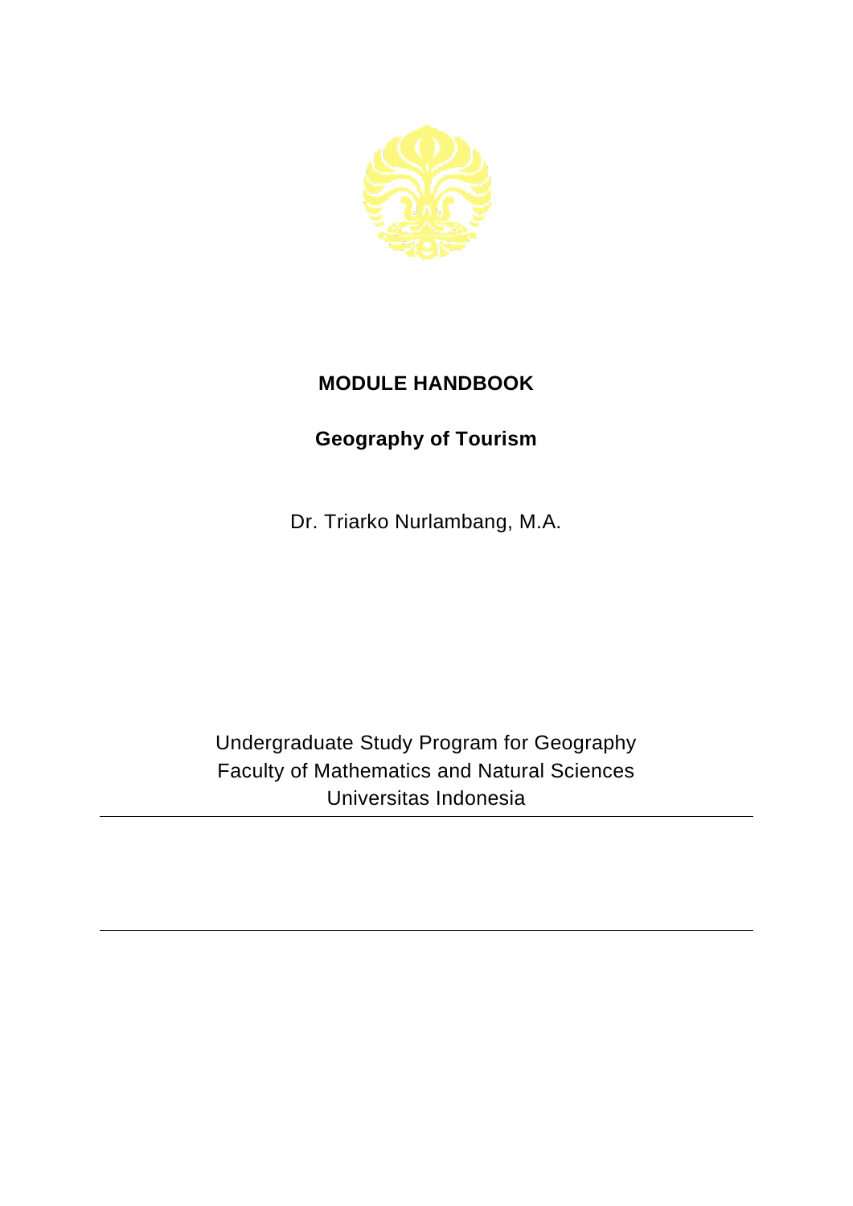# MODULE HANDBOOK

## Geography of Tourism

Dr. Triarko Nurlambang, M.A.

Undergraduate Study Program for Geography
Faculty of Mathematics and Natural Sciences
Universitas Indonesia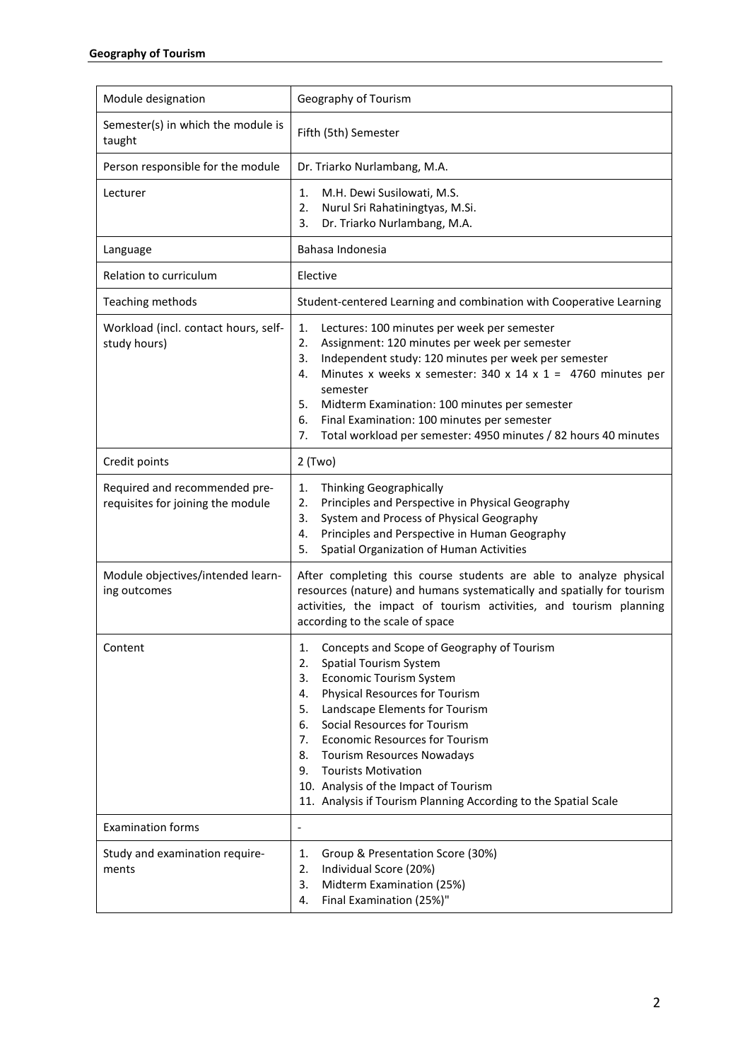| Module designation | Geography of Tourism |
| --- | --- |
| Semester(s) in which the module is taught | Fifth (5th) Semester |
| Person responsible for the module | Dr. Triarko Nurlambang, M.A. |
| Lecturer | 1. M.H. Dewi Susilowati, M.S.<br>2. Nurul Sri Rahatiningtyas, M.Si.<br>3. Dr. Triarko Nurlambang, M.A. |
| Language | Bahasa Indonesia |
| Relation to curriculum | Elective |
| Teaching methods | Student-centered Learning and combination with Cooperative Learning |
| Workload (incl. contact hours, self-study hours) | 1. Lectures: 100 minutes per week per semester<br>2. Assignment: 120 minutes per week per semester<br>3. Independent study: 120 minutes per week per semester<br>4. Minutes x weeks x semester: 340 x 14 x 1 = 4760 minutes per semester<br>5. Midterm Examination: 100 minutes per semester<br>6. Final Examination: 100 minutes per semester<br>7. Total workload per semester: 4950 minutes / 82 hours 40 minutes |
| Credit points | 2 (Two) |
| Required and recommended pre-requisites for joining the module | 1. Thinking Geographically<br>2. Principles and Perspective in Physical Geography<br>3. System and Process of Physical Geography<br>4. Principles and Perspective in Human Geography<br>5. Spatial Organization of Human Activities |
| Module objectives/intended learning outcomes | After completing this course students are able to analyze physical resources (nature) and humans systematically and spatially for tourism activities, the impact of tourism activities, and tourism planning according to the scale of space |
| Content | 1. Concepts and Scope of Geography of Tourism<br>2. Spatial Tourism System<br>3. Economic Tourism System<br>4. Physical Resources for Tourism<br>5. Landscape Elements for Tourism<br>6. Social Resources for Tourism<br>7. Economic Resources for Tourism<br>8. Tourism Resources Nowadays<br>9. Tourists Motivation<br>10. Analysis of the Impact of Tourism<br>11. Analysis if Tourism Planning According to the Spatial Scale |
| Examination forms | - |
| Study and examination requirements | 1. Group & Presentation Score (30%)<br>2. Individual Score (20%)<br>3. Midterm Examination (25%)<br>4. Final Examination (25%)" |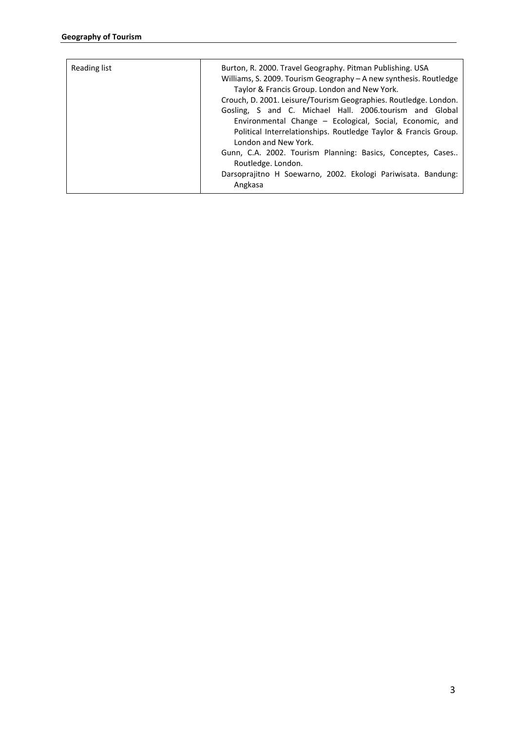| | |
|---|---|
| Reading list | Burton, R. 2000. Travel Geography. Pitman Publishing. USA<br>Williams, S. 2009. Tourism Geography – A new synthesis. Routledge Taylor & Francis Group. London and New York.<br>Crouch, D. 2001. Leisure/Tourism Geographies. Routledge. London.<br>Gosling, S and C. Michael Hall. 2006.tourism and Global Environmental Change – Ecological, Social, Economic, and Political Interrelationships. Routledge Taylor & Francis Group. London and New York.<br>Gunn, C.A. 2002. Tourism Planning: Basics, Conceptes, Cases.. Routledge. London.<br>Darsoprajitno H Soewarno, 2002. Ekologi Pariwisata. Bandung: Angkasa |